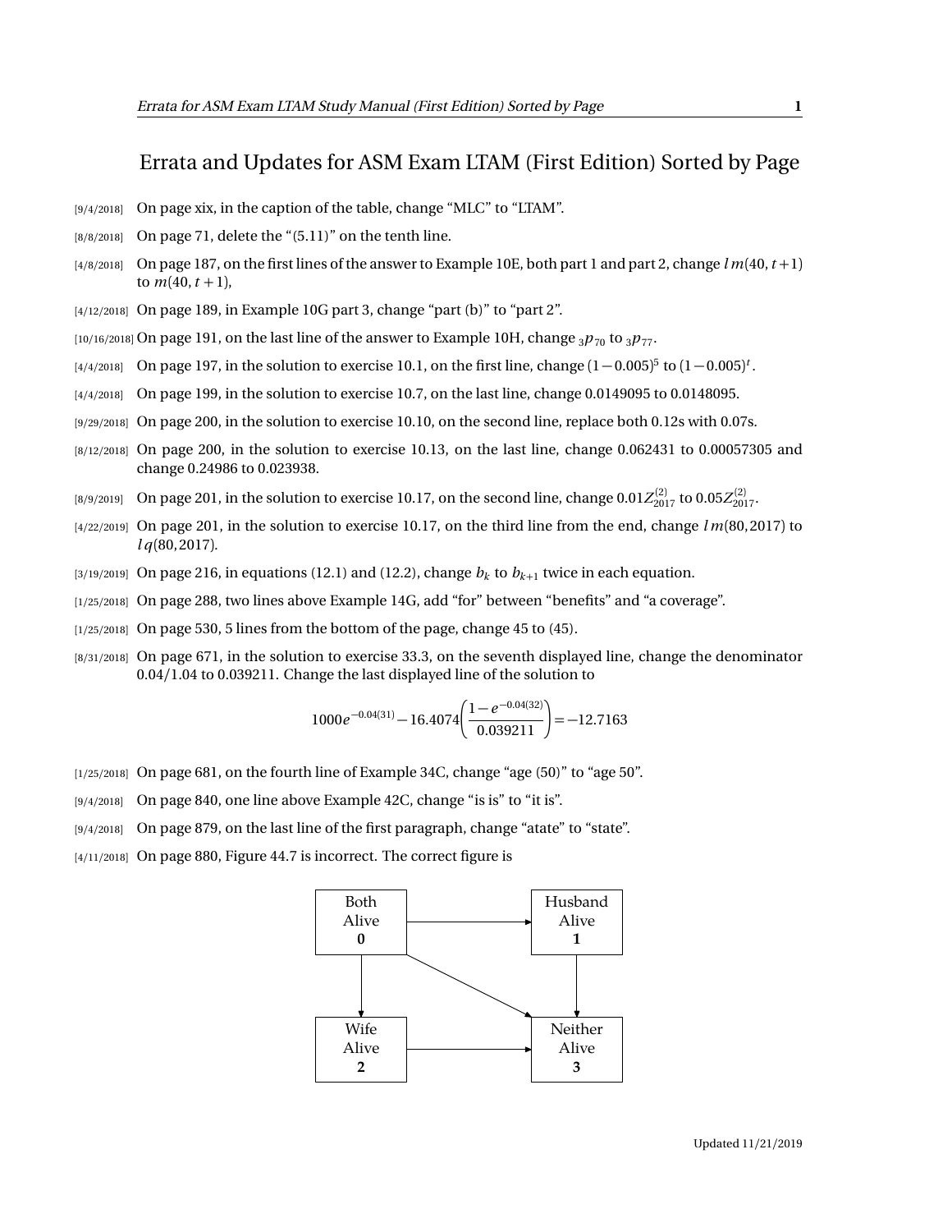# Errata and Updates for ASM Exam LTAM (First Edition) Sorted by Page

[9/4/2018] On page xix, in the caption of the table, change "MLC" to "LTAM".

[8/8/2018] On page 71, delete the "(5.11)" on the tenth line.

[4/8/2018] On page 187, on the first lines of the answer to Example 10E, both part 1 and part 2, change $l\,m(40, t+1)$ to $m(40, t+1)$,

[4/12/2018] On page 189, in Example 10G part 3, change "part (b)" to "part 2".

[10/16/2018] On page 191, on the last line of the answer to Example 10H, change ${}_3p_{70}$ to ${}_3p_{77}$.

[4/4/2018] On page 197, in the solution to exercise 10.1, on the first line, change $(1-0.005)^5$ to $(1-0.005)^t$.

[4/4/2018] On page 199, in the solution to exercise 10.7, on the last line, change 0.0149095 to 0.0148095.

[9/29/2018] On page 200, in the solution to exercise 10.10, on the second line, replace both 0.12s with 0.07s.

[8/12/2018] On page 200, in the solution to exercise 10.13, on the last line, change 0.062431 to 0.00057305 and change 0.24986 to 0.023938.

[8/9/2019] On page 201, in the solution to exercise 10.17, on the second line, change $0.01Z^{(2)}_{2017}$ to $0.05Z^{(2)}_{2017}$.

[4/22/2019] On page 201, in the solution to exercise 10.17, on the third line from the end, change $l\,m(80, 2017)$ to $l\,q(80, 2017)$.

[3/19/2019] On page 216, in equations (12.1) and (12.2), change $b_k$ to $b_{k+1}$ twice in each equation.

[1/25/2018] On page 288, two lines above Example 14G, add "for" between "benefits" and "a coverage".

[1/25/2018] On page 530, 5 lines from the bottom of the page, change 45 to (45).

[8/31/2018] On page 671, in the solution to exercise 33.3, on the seventh displayed line, change the denominator 0.04/1.04 to 0.039211. Change the last displayed line of the solution to

$$1000e^{-0.04(31)} - 16.4074\left(\frac{1-e^{-0.04(32)}}{0.039211}\right) = -12.7163$$

[1/25/2018] On page 681, on the fourth line of Example 34C, change "age (50)" to "age 50".

[9/4/2018] On page 840, one line above Example 42C, change "is is" to "it is".

[9/4/2018] On page 879, on the last line of the first paragraph, change "atate" to "state".

[4/11/2018] On page 880, Figure 44.7 is incorrect. The correct figure is

Both Alive **0** → Husband Alive **1**
Both Alive **0** → Wife Alive **2**
Both Alive **0** → Neither Alive **3**
Husband Alive **1** → Neither Alive **3**
Wife Alive **2** → Neither Alive **3**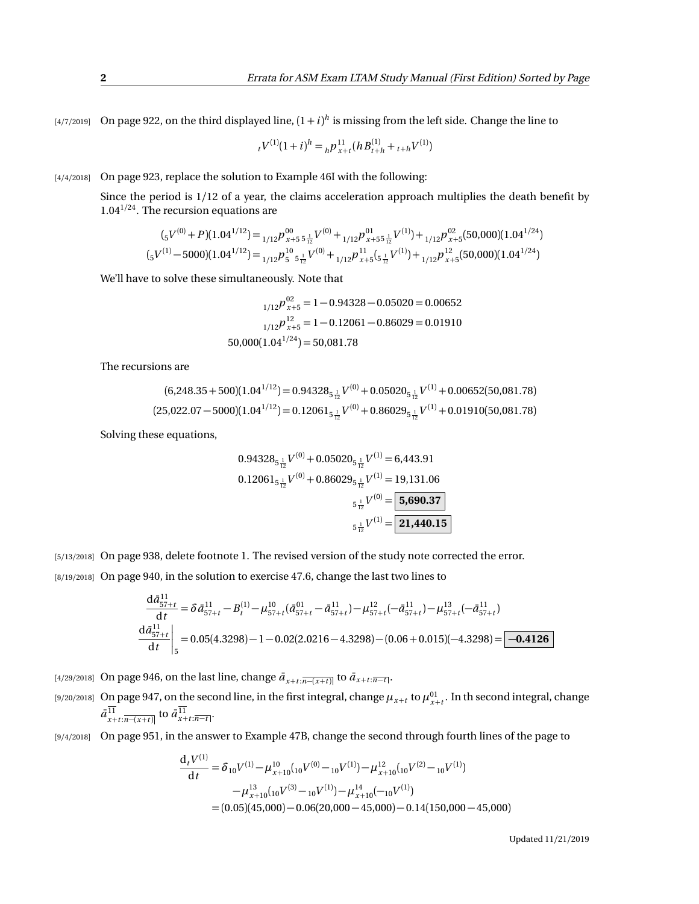[4/7/2019] On page 922, on the third displayed line, $(1+i)^h$ is missing from the left side. Change the line to

$$
{}_tV^{(1)}(1+i)^h = {}_hp_{x+t}^{11}(hB_{t+h}^{(1)} + {}_{t+h}V^{(1)})
$$

[4/4/2018] On page 923, replace the solution to Example 46I with the following:

Since the period is 1/12 of a year, the claims acceleration approach multiplies the death benefit by $1.04^{1/24}$. The recursion equations are

$$
({}_5V^{(0)} + P)(1.04^{1/12}) = {}_{1/12}p_{x+5}^{00}\,{}_{5\frac{1}{12}}V^{(0)} + {}_{1/12}p_{x+5}^{01}\,{}_{5\frac{1}{12}}V^{(1)} + {}_{1/12}p_{x+5}^{02}(50{,}000)(1.04^{1/24})
$$
$$
({}_5V^{(1)} - 5000)(1.04^{1/12}) = {}_{1/12}p_{5}^{10}\,{}_{5\frac{1}{12}}V^{(0)} + {}_{1/12}p_{x+5}^{11}({}_{5\frac{1}{12}}V^{(1)}) + {}_{1/12}p_{x+5}^{12}(50{,}000)(1.04^{1/24})
$$

We'll have to solve these simultaneously. Note that

$$
{}_{1/12}p_{x+5}^{02} = 1 - 0.94328 - 0.05020 = 0.00652
$$
$$
{}_{1/12}p_{x+5}^{12} = 1 - 0.12061 - 0.86029 = 0.01910
$$
$$
50{,}000(1.04^{1/24}) = 50{,}081.78
$$

The recursions are

$$
(6{,}248.35 + 500)(1.04^{1/12}) = 0.94328\,{}_{5\frac{1}{12}}V^{(0)} + 0.05020\,{}_{5\frac{1}{12}}V^{(1)} + 0.00652(50{,}081.78)
$$
$$
(25{,}022.07 - 5000)(1.04^{1/12}) = 0.12061\,{}_{5\frac{1}{12}}V^{(0)} + 0.86029\,{}_{5\frac{1}{12}}V^{(1)} + 0.01910(50{,}081.78)
$$

Solving these equations,

$$
0.94328\,{}_{5\frac{1}{12}}V^{(0)} + 0.05020\,{}_{5\frac{1}{12}}V^{(1)} = 6{,}443.91
$$
$$
0.12061\,{}_{5\frac{1}{12}}V^{(0)} + 0.86029\,{}_{5\frac{1}{12}}V^{(1)} = 19{,}131.06
$$
$$
{}_{5\frac{1}{12}}V^{(0)} = \boxed{\mathbf{5{,}690.37}}
$$
$$
{}_{5\frac{1}{12}}V^{(1)} = \boxed{\mathbf{21{,}440.15}}
$$

[5/13/2018] On page 938, delete footnote 1. The revised version of the study note corrected the error.

[8/19/2018] On page 940, in the solution to exercise 47.6, change the last two lines to

$$
\frac{\mathrm{d}\bar{a}_{57+t}^{11}}{\mathrm{d}t} = \delta\bar{a}_{57+t}^{11} - B_t^{(1)} - \mu_{57+t}^{10}(\bar{a}_{57+t}^{01} - \bar{a}_{57+t}^{11}) - \mu_{57+t}^{12}(-\bar{a}_{57+t}^{11}) - \mu_{57+t}^{13}(-\bar{a}_{57+t}^{11})
$$
$$
\left.\frac{\mathrm{d}\bar{a}_{57+t}^{11}}{\mathrm{d}t}\right|_5 = 0.05(4.3298) - 1 - 0.02(2.0216 - 4.3298) - (0.06 + 0.015)(-4.3298) = \boxed{\mathbf{-0.4126}}
$$

[4/29/2018] On page 946, on the last line, change $\bar{a}_{x+t:\overline{n-(x+t)}|}$ to $\bar{a}_{x+t:\overline{n-t}|}$.

[9/20/2018] On page 947, on the second line, in the first integral, change $\mu_{x+t}$ to $\mu_{x+t}^{01}$. In th second integral, change $\bar{a}_{x+t:\overline{n-(x+t)}|}^{\overline{11}}$ to $\bar{a}_{x+t:\overline{n-t}|}^{\overline{11}}$.

[9/4/2018] On page 951, in the answer to Example 47B, change the second through fourth lines of the page to

$$
\frac{\mathrm{d}_tV^{(1)}}{\mathrm{d}t} = \delta\,{}_{10}V^{(1)} - \mu_{x+10}^{10}({}_{10}V^{(0)} - {}_{10}V^{(1)}) - \mu_{x+10}^{12}({}_{10}V^{(2)} - {}_{10}V^{(1)})
$$
$$
- \mu_{x+10}^{13}({}_{10}V^{(3)} - {}_{10}V^{(1)}) - \mu_{x+10}^{14}(-{}_{10}V^{(1)})
$$
$$
= (0.05)(45{,}000) - 0.06(20{,}000 - 45{,}000) - 0.14(150{,}000 - 45{,}000)
$$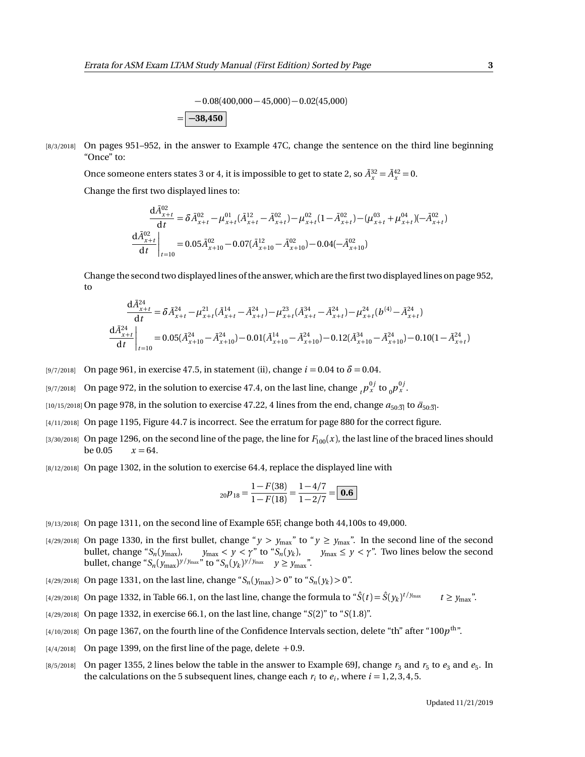$$-0.08(400{,}000-45{,}000)-0.02(45{,}000)$$

$$=\boxed{\mathbf{-38{,}450}}$$

[8/3/2018] On pages 951–952, in the answer to Example 47C, change the sentence on the third line beginning "Once" to:

Once someone enters states 3 or 4, it is impossible to get to state 2, so $\bar{A}_x^{32}=\bar{A}_x^{42}=0$.

Change the first two displayed lines to:

$$\frac{\mathrm{d}\bar{A}_{x+t}^{02}}{\mathrm{d}t}=\delta\bar{A}_{x+t}^{02}-\mu_{x+t}^{01}(\bar{A}_{x+t}^{12}-\bar{A}_{x+t}^{02})-\mu_{x+t}^{02}(1-\bar{A}_{x+t}^{02})-(\mu_{x+t}^{03}+\mu_{x+t}^{04})(-\bar{A}_{x+t}^{02})$$

$$\left.\frac{\mathrm{d}\bar{A}_{x+t}^{02}}{\mathrm{d}t}\right|_{t=10}=0.05\bar{A}_{x+10}^{02}-0.07(\bar{A}_{x+10}^{12}-\bar{A}_{x+10}^{02})-0.04(-\bar{A}_{x+10}^{02})$$

Change the second two displayed lines of the answer, which are the first two displayed lines on page 952, to

$$\frac{\mathrm{d}\bar{A}_{x+t}^{24}}{\mathrm{d}t}=\delta\bar{A}_{x+t}^{24}-\mu_{x+t}^{21}(\bar{A}_{x+t}^{14}-\bar{A}_{x+t}^{24})-\mu_{x+t}^{23}(\bar{A}_{x+t}^{34}-\bar{A}_{x+t}^{24})-\mu_{x+t}^{24}(b^{(4)}-\bar{A}_{x+t}^{24})$$

$$\left.\frac{\mathrm{d}\bar{A}_{x+t}^{24}}{\mathrm{d}t}\right|_{t=10}=0.05(\bar{A}_{x+10}^{24}-\bar{A}_{x+10}^{24})-0.01(\bar{A}_{x+10}^{14}-\bar{A}_{x+10}^{24})-0.12(\bar{A}_{x+10}^{34}-\bar{A}_{x+10}^{24})-0.10(1-\bar{A}_{x+t}^{24})$$

[9/7/2018] On page 961, in exercise 47.5, in statement (ii), change $i=0.04$ to $\delta=0.04$.

[9/7/2018] On page 972, in the solution to exercise 47.4, on the last line, change ${}_tp_x^{0j}$ to ${}_0p_x^{0j}$.

[10/15/2018] On page 978, in the solution to exercise 47.22, 4 lines from the end, change $a_{50:\overline{3}|}$ to $\ddot{a}_{50:\overline{3}|}$.

[4/11/2018] On page 1195, Figure 44.7 is incorrect. See the erratum for page 880 for the correct figure.

[3/30/2018] On page 1296, on the second line of the page, the line for $F_{100}(x)$, the last line of the braced lines should be $0.05 \qquad x=64$.

[8/12/2018] On page 1302, in the solution to exercise 64.4, replace the displayed line with

$${}_{20}p_{18}=\frac{1-F(38)}{1-F(18)}=\frac{1-4/7}{1-2/7}=\boxed{\mathbf{0.6}}$$

[9/13/2018] On page 1311, on the second line of Example 65F, change both 44,100s to 49,000.

[4/29/2018] On page 1330, in the first bullet, change "$y>y_{\max}$" to "$y\ge y_{\max}$". In the second line of the second bullet, change "$S_n(y_{\max}), \quad y_{\max}<y<\gamma$" to "$S_n(y_k), \quad y_{\max}\le y<\gamma$". Two lines below the second bullet, change "$S_n(y_{\max})^{y/y_{\max}}$" to "$S_n(y_k)^{y/y_{\max}} \quad y\ge y_{\max}$".

[4/29/2018] On page 1331, on the last line, change "$S_n(y_{\max})>0$" to "$S_n(y_k)>0$".

[4/29/2018] On page 1332, in Table 66.1, on the last line, change the formula to "$\hat{S}(t)=\hat{S}(y_k)^{t/y_{\max}} \qquad t\ge y_{\max}$".

[4/29/2018] On page 1332, in exercise 66.1, on the last line, change "$S(2)$" to "$S(1.8)$".

[4/10/2018] On page 1367, on the fourth line of the Confidence Intervals section, delete "th" after "$100p^{\text{th}}$".

[4/4/2018] On page 1399, on the first line of the page, delete $+0.9$.

[8/5/2018] On pager 1355, 2 lines below the table in the answer to Example 69J, change $r_3$ and $r_5$ to $e_3$ and $e_5$. In the calculations on the 5 subsequent lines, change each $r_i$ to $e_i$, where $i=1,2,3,4,5$.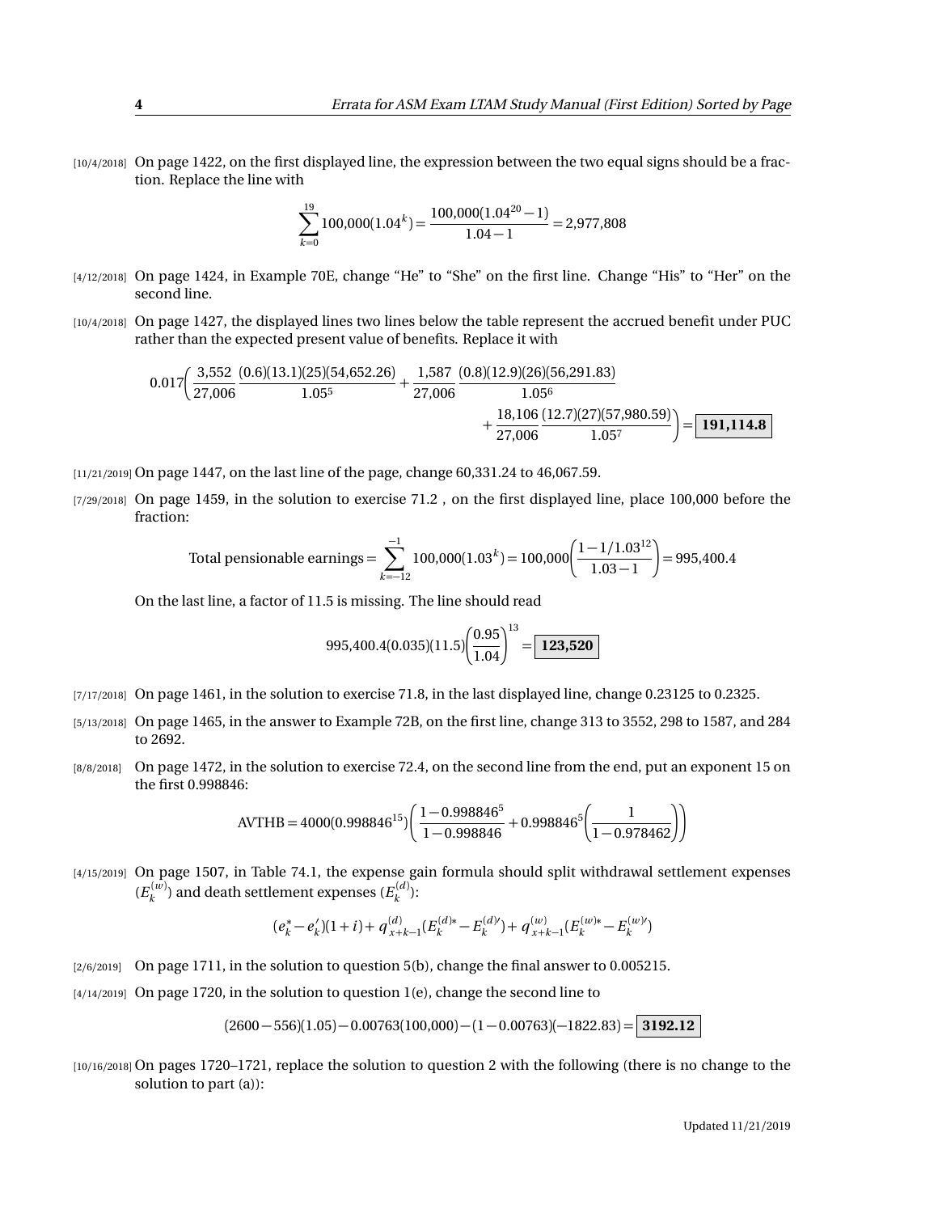[10/4/2018] On page 1422, on the first displayed line, the expression between the two equal signs should be a fraction. Replace the line with

$$\sum_{k=0}^{19} 100{,}000(1.04^k) = \frac{100{,}000(1.04^{20}-1)}{1.04-1} = 2{,}977{,}808$$

[4/12/2018] On page 1424, in Example 70E, change "He" to "She" on the first line. Change "His" to "Her" on the second line.

[10/4/2018] On page 1427, the displayed lines two lines below the table represent the accrued benefit under PUC rather than the expected present value of benefits. Replace it with

$$0.017\left(\frac{3{,}552}{27{,}006}\frac{(0.6)(13.1)(25)(54{,}652.26)}{1.05^5} + \frac{1{,}587}{27{,}006}\frac{(0.8)(12.9)(26)(56{,}291.83)}{1.05^6} + \frac{18{,}106}{27{,}006}\frac{(12.7)(27)(57{,}980.59)}{1.05^7}\right) = \boxed{\mathbf{191{,}114.8}}$$

[11/21/2019] On page 1447, on the last line of the page, change 60,331.24 to 46,067.59.

[7/29/2018] On page 1459, in the solution to exercise 71.2 , on the first displayed line, place 100,000 before the fraction:

$$\text{Total pensionable earnings} = \sum_{k=-12}^{-1} 100{,}000(1.03^k) = 100{,}000\left(\frac{1-1/1.03^{12}}{1.03-1}\right) = 995{,}400.4$$

On the last line, a factor of 11.5 is missing. The line should read

$$995{,}400.4(0.035)(11.5)\left(\frac{0.95}{1.04}\right)^{13} = \boxed{\mathbf{123{,}520}}$$

[7/17/2018] On page 1461, in the solution to exercise 71.8, in the last displayed line, change 0.23125 to 0.2325.

[5/13/2018] On page 1465, in the answer to Example 72B, on the first line, change 313 to 3552, 298 to 1587, and 284 to 2692.

[8/8/2018] On page 1472, in the solution to exercise 72.4, on the second line from the end, put an exponent 15 on the first 0.998846:

$$\text{AVTHB} = 4000(0.998846^{15})\left(\frac{1-0.998846^5}{1-0.998846} + 0.998846^5\left(\frac{1}{1-0.978462}\right)\right)$$

[4/15/2019] On page 1507, in Table 74.1, the expense gain formula should split withdrawal settlement expenses ($E_k^{(w)}$) and death settlement expenses ($E_k^{(d)}$):

$$(e_k^* - e_k')(1+i) + q_{x+k-1}^{(d)}(E_k^{(d)*} - E_k^{(d)\prime}) + q_{x+k-1}^{(w)}(E_k^{(w)*} - E_k^{(w)\prime})$$

[2/6/2019] On page 1711, in the solution to question 5(b), change the final answer to 0.005215.

[4/14/2019] On page 1720, in the solution to question 1(e), change the second line to

$$(2600-556)(1.05) - 0.00763(100{,}000) - (1-0.00763)(-1822.83) = \boxed{\mathbf{3192.12}}$$

[10/16/2018] On pages 1720–1721, replace the solution to question 2 with the following (there is no change to the solution to part (a)):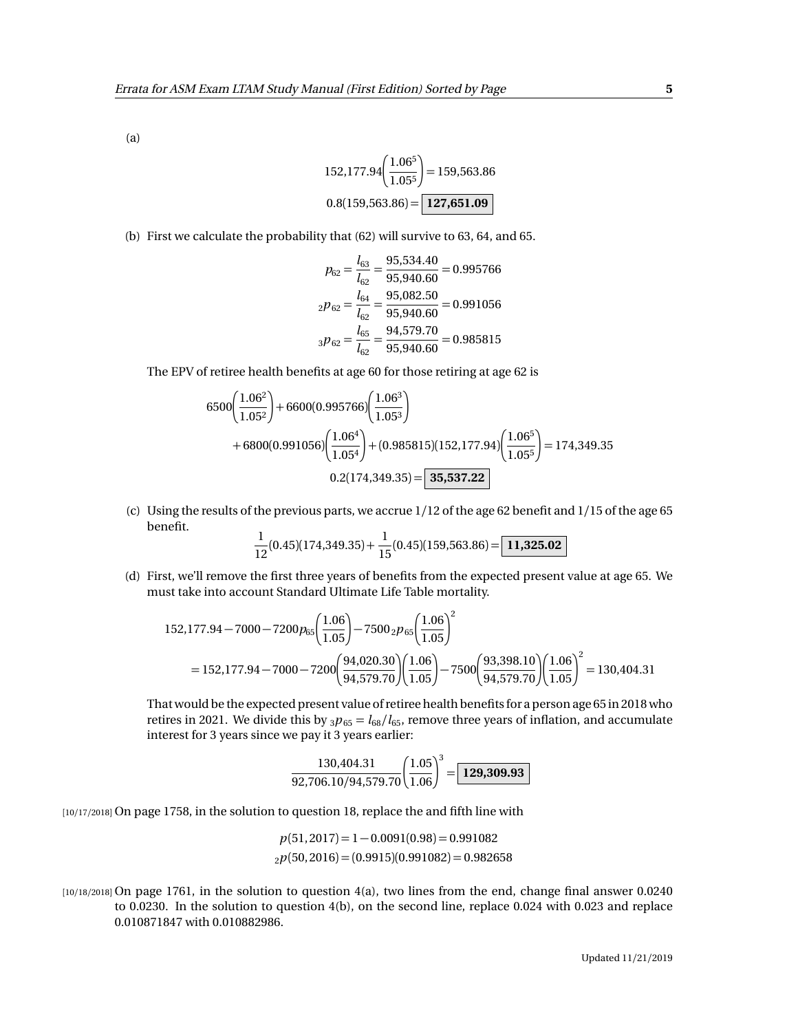(a)

$$152{,}177.94\left(\frac{1.06^5}{1.05^5}\right) = 159{,}563.86$$

$$0.8(159{,}563.86) = \boxed{\textbf{127,651.09}}$$

(b) First we calculate the probability that (62) will survive to 63, 64, and 65.

$$p_{62} = \frac{l_{63}}{l_{62}} = \frac{95{,}534.40}{95{,}940.60} = 0.995766$$

$$_2p_{62} = \frac{l_{64}}{l_{62}} = \frac{95{,}082.50}{95{,}940.60} = 0.991056$$

$$_3p_{62} = \frac{l_{65}}{l_{62}} = \frac{94{,}579.70}{95{,}940.60} = 0.985815$$

The EPV of retiree health benefits at age 60 for those retiring at age 62 is

$$6500\left(\frac{1.06^2}{1.05^2}\right) + 6600(0.995766)\left(\frac{1.06^3}{1.05^3}\right)$$
$$+ 6800(0.991056)\left(\frac{1.06^4}{1.05^4}\right) + (0.985815)(152{,}177.94)\left(\frac{1.06^5}{1.05^5}\right) = 174{,}349.35$$

$$0.2(174{,}349.35) = \boxed{\textbf{35,537.22}}$$

(c) Using the results of the previous parts, we accrue 1/12 of the age 62 benefit and 1/15 of the age 65 benefit.

$$\frac{1}{12}(0.45)(174{,}349.35) + \frac{1}{15}(0.45)(159{,}563.86) = \boxed{\textbf{11,325.02}}$$

(d) First, we'll remove the first three years of benefits from the expected present value at age 65. We must take into account Standard Ultimate Life Table mortality.

$$152{,}177.94 - 7000 - 7200p_{65}\left(\frac{1.06}{1.05}\right) - 7500\,{}_2p_{65}\left(\frac{1.06}{1.05}\right)^2$$
$$= 152{,}177.94 - 7000 - 7200\left(\frac{94{,}020.30}{94{,}579.70}\right)\left(\frac{1.06}{1.05}\right) - 7500\left(\frac{93{,}398.10}{94{,}579.70}\right)\left(\frac{1.06}{1.05}\right)^2 = 130{,}404.31$$

That would be the expected present value of retiree health benefits for a person age 65 in 2018 who retires in 2021. We divide this by ${}_3p_{65} = l_{68}/l_{65}$, remove three years of inflation, and accumulate interest for 3 years since we pay it 3 years earlier:

$$\frac{130{,}404.31}{92{,}706.10/94{,}579.70}\left(\frac{1.05}{1.06}\right)^3 = \boxed{\textbf{129,309.93}}$$

[10/17/2018] On page 1758, in the solution to question 18, replace the and fifth line with

$$p(51, 2017) = 1 - 0.0091(0.98) = 0.991082$$
$${}_2p(50, 2016) = (0.9915)(0.991082) = 0.982658$$

[10/18/2018] On page 1761, in the solution to question 4(a), two lines from the end, change final answer 0.0240 to 0.0230. In the solution to question 4(b), on the second line, replace 0.024 with 0.023 and replace 0.010871847 with 0.010882986.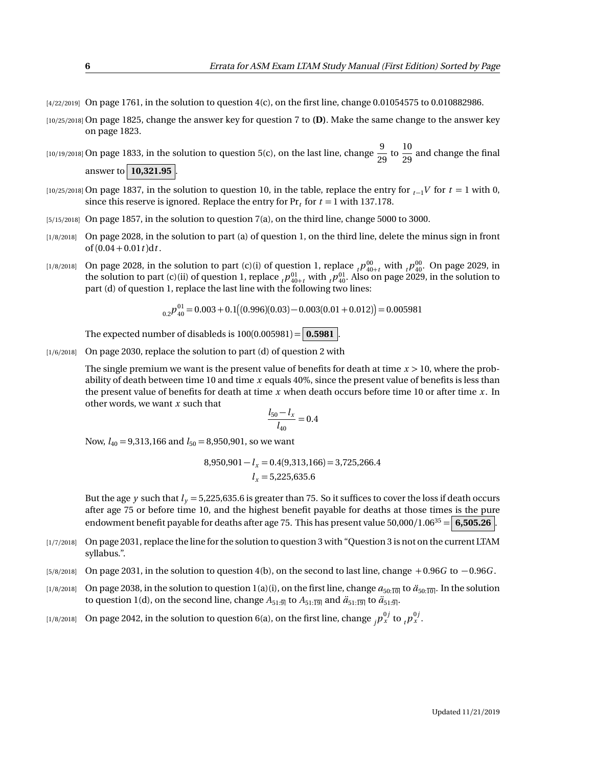[4/22/2019] On page 1761, in the solution to question 4(c), on the first line, change 0.01054575 to 0.010882986.

[10/25/2018] On page 1825, change the answer key for question 7 to **(D)**. Make the same change to the answer key on page 1823.

[10/19/2018] On page 1833, in the solution to question 5(c), on the last line, change $\frac{9}{29}$ to $\frac{10}{29}$ and change the final answer to $\boxed{\mathbf{10{,}321.95}}$.

[10/25/2018] On page 1837, in the solution to question 10, in the table, replace the entry for ${}_{t-1}V$ for $t = 1$ with 0, since this reserve is ignored. Replace the entry for $\Pr_t$ for $t = 1$ with 137.178.

[5/15/2018] On page 1857, in the solution to question 7(a), on the third line, change 5000 to 3000.

[1/8/2018] On page 2028, in the solution to part (a) of question 1, on the third line, delete the minus sign in front of $(0.04 + 0.01t)\mathrm{d}t$.

[1/8/2018] On page 2028, in the solution to part (c)(i) of question 1, replace ${}_tp^{00}_{40+t}$ with ${}_tp^{00}_{40}$. On page 2029, in the solution to part (c)(ii) of question 1, replace ${}_tp^{01}_{40+t}$ with ${}_tp^{01}_{40}$. Also on page 2029, in the solution to part (d) of question 1, replace the last line with the following two lines:

$$ {}_{0.2}p^{01}_{40} = 0.003 + 0.1\big((0.996)(0.03) - 0.003(0.01 + 0.012)\big) = 0.005981 $$

The expected number of disableds is $100(0.005981) = \boxed{\mathbf{0.5981}}$.

[1/6/2018] On page 2030, replace the solution to part (d) of question 2 with

The single premium we want is the present value of benefits for death at time $x > 10$, where the probability of death between time 10 and time $x$ equals 40%, since the present value of benefits is less than the present value of benefits for death at time $x$ when death occurs before time 10 or after time $x$. In other words, we want $x$ such that

$$ \frac{l_{50} - l_x}{l_{40}} = 0.4 $$

Now, $l_{40} = 9{,}313{,}166$ and $l_{50} = 8{,}950{,}901$, so we want

$$ \begin{aligned} 8{,}950{,}901 - l_x &= 0.4(9{,}313{,}166) = 3{,}725{,}266.4 \\ l_x &= 5{,}225{,}635.6 \end{aligned} $$

But the age $y$ such that $l_y = 5{,}225{,}635.6$ is greater than 75. So it suffices to cover the loss if death occurs after age 75 or before time 10, and the highest benefit payable for deaths at those times is the pure endowment benefit payable for deaths after age 75. This has present value $50{,}000/1.06^{35} = \boxed{\mathbf{6{,}505.26}}$.

[1/7/2018] On page 2031, replace the line for the solution to question 3 with "Question 3 is not on the current LTAM syllabus.".

[5/8/2018] On page 2031, in the solution to question 4(b), on the second to last line, change $+0.96G$ to $-0.96G$.

[1/8/2018] On page 2038, in the solution to question 1(a)(i), on the first line, change $a_{50:\overline{10|}}$ to $\ddot{a}_{50:\overline{10|}}$. In the solution to question 1(d), on the second line, change $A_{51:\overline{9|}}$ to $A_{51:\overline{19|}}$ and $\ddot{a}_{51:\overline{19|}}$ to $\ddot{a}_{51:\overline{9|}}$.

[1/8/2018] On page 2042, in the solution to question 6(a), on the first line, change ${}_jp^{0j}_x$ to ${}_tp^{0j}_x$.